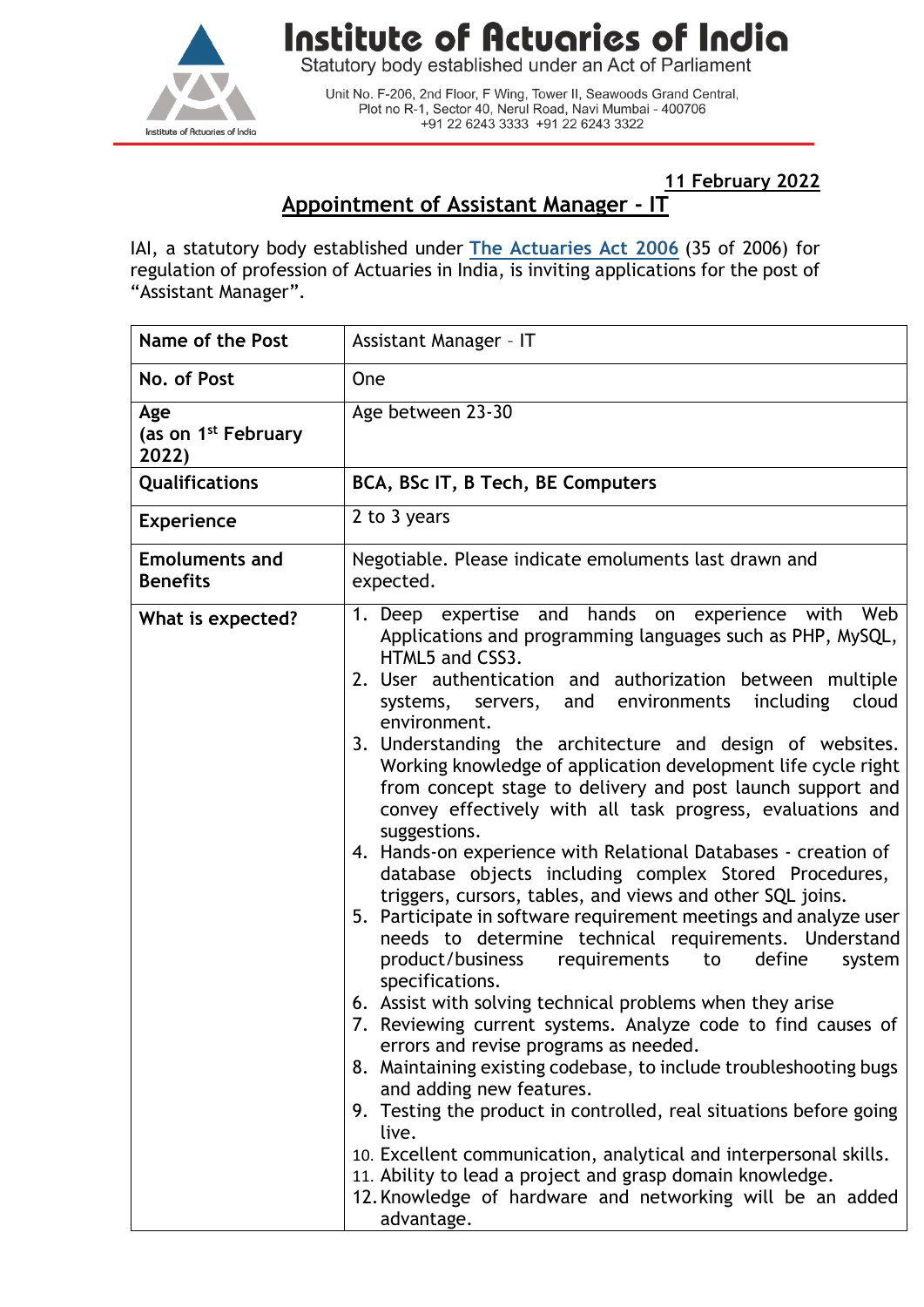# Institute of Actuaries of India

Statutory body established under an Act of Parliament

Unit No. F-206, 2nd Floor, F Wing, Tower II, Seawoods Grand Central, Plot no R-1, Sector 40, Nerul Road, Navi Mumbai - 400706
+91 22 6243 3333 +91 22 6243 3322

**11 February 2022**

## Appointment of Assistant Manager - IT

IAI, a statutory body established under The Actuaries Act 2006 (35 of 2006) for regulation of profession of Actuaries in India, is inviting applications for the post of "Assistant Manager".

| **Name of the Post** | Assistant Manager – IT |
|---|---|
| **No. of Post** | One |
| **Age (as on 1st February 2022)** | Age between 23-30 |
| **Qualifications** | **BCA, BSc IT, B Tech, BE Computers** |
| **Experience** | 2 to 3 years |
| **Emoluments and Benefits** | Negotiable. Please indicate emoluments last drawn and expected. |
| **What is expected?** | 1. Deep expertise and hands on experience with Web Applications and programming languages such as PHP, MySQL, HTML5 and CSS3.<br>2. User authentication and authorization between multiple systems, servers, and environments including cloud environment.<br>3. Understanding the architecture and design of websites. Working knowledge of application development life cycle right from concept stage to delivery and post launch support and convey effectively with all task progress, evaluations and suggestions.<br>4. Hands-on experience with Relational Databases - creation of database objects including complex Stored Procedures, triggers, cursors, tables, and views and other SQL joins.<br>5. Participate in software requirement meetings and analyze user needs to determine technical requirements. Understand product/business requirements to define system specifications.<br>6. Assist with solving technical problems when they arise<br>7. Reviewing current systems. Analyze code to find causes of errors and revise programs as needed.<br>8. Maintaining existing codebase, to include troubleshooting bugs and adding new features.<br>9. Testing the product in controlled, real situations before going live.<br>10. Excellent communication, analytical and interpersonal skills.<br>11. Ability to lead a project and grasp domain knowledge.<br>12. Knowledge of hardware and networking will be an added advantage. |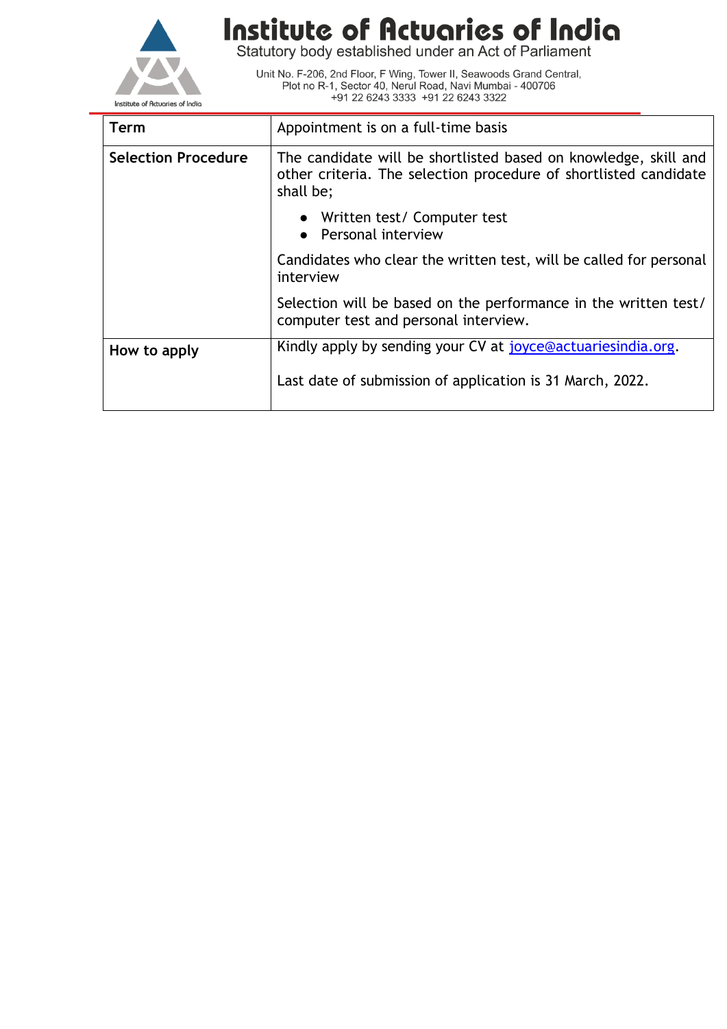| | |
|---|---|
| **Term** | Appointment is on a full-time basis |
| **Selection Procedure** | The candidate will be shortlisted based on knowledge, skill and other criteria. The selection procedure of shortlisted candidate shall be; <br> ● Written test/ Computer test <br> ● Personal interview <br> Candidates who clear the written test, will be called for personal interview <br> Selection will be based on the performance in the written test/ computer test and personal interview. |
| **How to apply** | Kindly apply by sending your CV at joyce@actuariesindia.org. <br> Last date of submission of application is 31 March, 2022. |